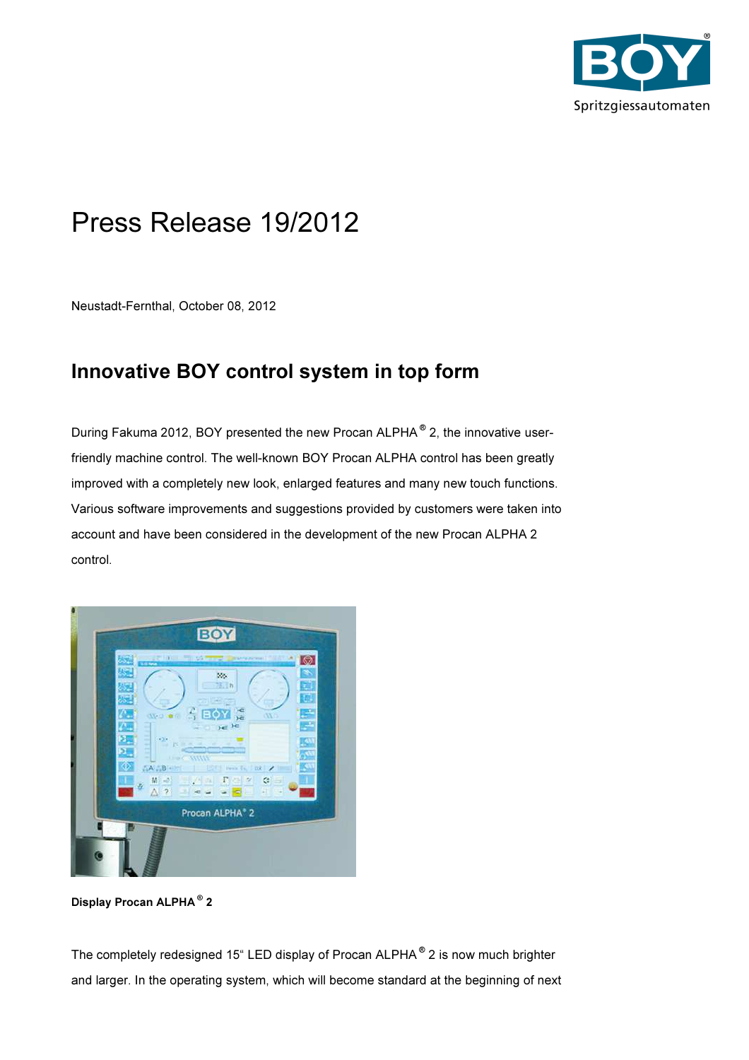# Press Release 19/2012

Neustadt-Fernthal, October 08, 2012

## Innovative BOY control system in top form

During Fakuma 2012, BOY presented the new Procan ALPHA® 2, the innovative user-friendly machine control. The well-known BOY Procan ALPHA control has been greatly improved with a completely new look, enlarged features and many new touch functions. Various software improvements and suggestions provided by customers were taken into account and have been considered in the development of the new Procan ALPHA 2 control.

**Display Procan ALPHA® 2**

The completely redesigned 15" LED display of Procan ALPHA® 2 is now much brighter and larger. In the operating system, which will become standard at the beginning of next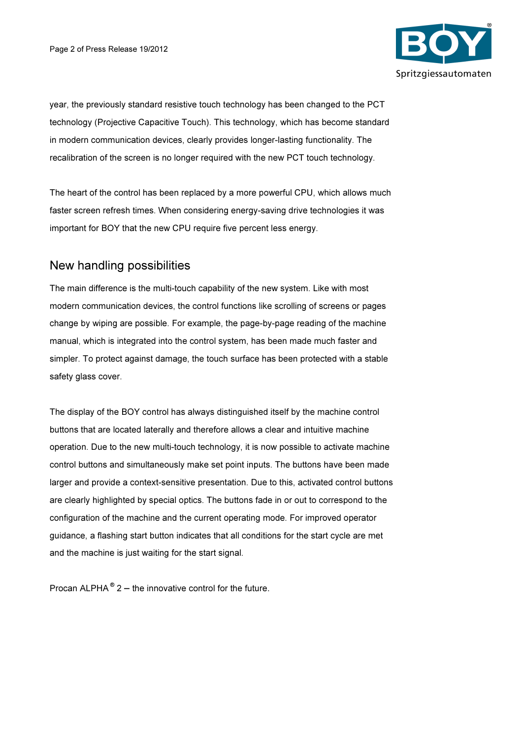year, the previously standard resistive touch technology has been changed to the PCT technology (Projective Capacitive Touch). This technology, which has become standard in modern communication devices, clearly provides longer-lasting functionality. The recalibration of the screen is no longer required with the new PCT touch technology.

The heart of the control has been replaced by a more powerful CPU, which allows much faster screen refresh times. When considering energy-saving drive technologies it was important for BOY that the new CPU require five percent less energy.

## New handling possibilities

The main difference is the multi-touch capability of the new system. Like with most modern communication devices, the control functions like scrolling of screens or pages change by wiping are possible. For example, the page-by-page reading of the machine manual, which is integrated into the control system, has been made much faster and simpler. To protect against damage, the touch surface has been protected with a stable safety glass cover.

The display of the BOY control has always distinguished itself by the machine control buttons that are located laterally and therefore allows a clear and intuitive machine operation. Due to the new multi-touch technology, it is now possible to activate machine control buttons and simultaneously make set point inputs. The buttons have been made larger and provide a context-sensitive presentation. Due to this, activated control buttons are clearly highlighted by special optics. The buttons fade in or out to correspond to the configuration of the machine and the current operating mode. For improved operator guidance, a flashing start button indicates that all conditions for the start cycle are met and the machine is just waiting for the start signal.

Procan ALPHA® 2 – the innovative control for the future.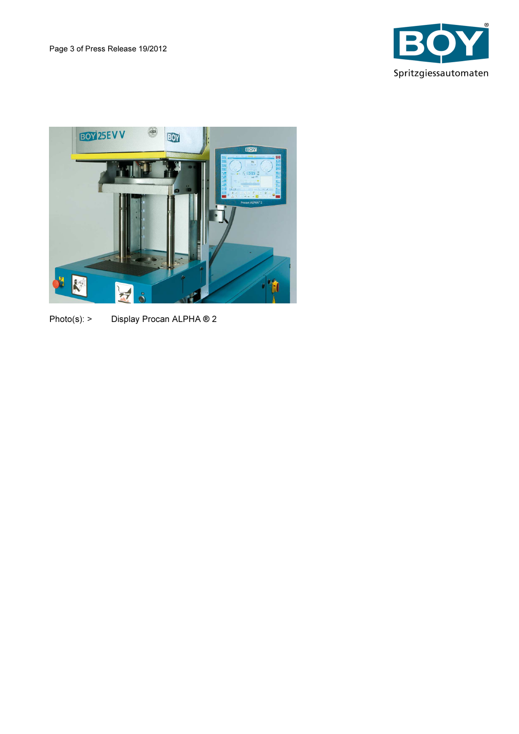Photo(s): > Display Procan ALPHA ® 2